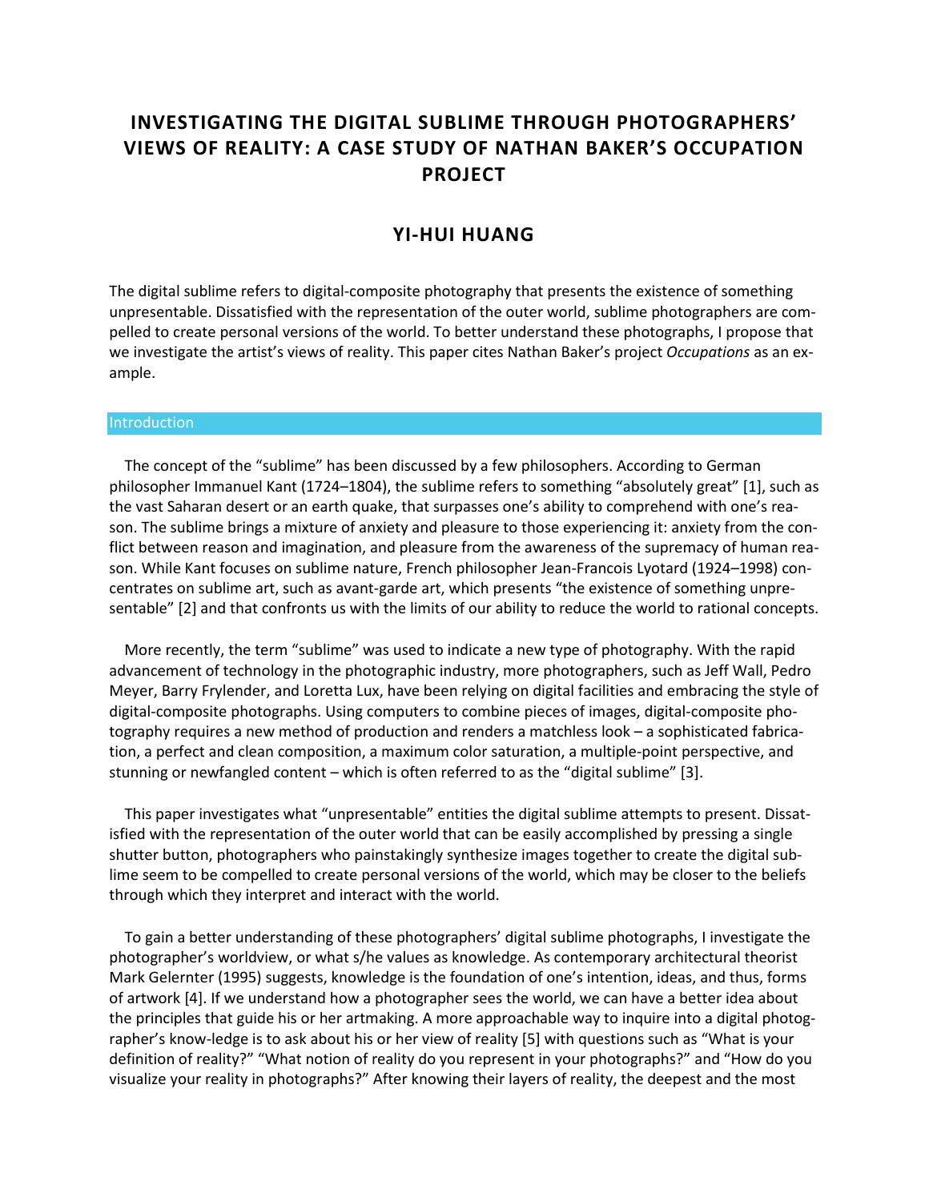# INVESTIGATING THE DIGITAL SUBLIME THROUGH PHOTOGRAPHERS' VIEWS OF REALITY: A CASE STUDY OF NATHAN BAKER'S OCCUPATION PROJECT

## YI-HUI HUANG

The digital sublime refers to digital-composite photography that presents the existence of something unpresentable. Dissatisfied with the representation of the outer world, sublime photographers are compelled to create personal versions of the world. To better understand these photographs, I propose that we investigate the artist's views of reality. This paper cites Nathan Baker's project *Occupations* as an example.

### Introduction

The concept of the "sublime" has been discussed by a few philosophers. According to German philosopher Immanuel Kant (1724–1804), the sublime refers to something "absolutely great" [1], such as the vast Saharan desert or an earth quake, that surpasses one's ability to comprehend with one's reason. The sublime brings a mixture of anxiety and pleasure to those experiencing it: anxiety from the conflict between reason and imagination, and pleasure from the awareness of the supremacy of human reason. While Kant focuses on sublime nature, French philosopher Jean-Francois Lyotard (1924–1998) concentrates on sublime art, such as avant-garde art, which presents "the existence of something unpresentable" [2] and that confronts us with the limits of our ability to reduce the world to rational concepts.

More recently, the term "sublime" was used to indicate a new type of photography. With the rapid advancement of technology in the photographic industry, more photographers, such as Jeff Wall, Pedro Meyer, Barry Frylender, and Loretta Lux, have been relying on digital facilities and embracing the style of digital-composite photographs. Using computers to combine pieces of images, digital-composite photography requires a new method of production and renders a matchless look – a sophisticated fabrication, a perfect and clean composition, a maximum color saturation, a multiple-point perspective, and stunning or newfangled content – which is often referred to as the "digital sublime" [3].

This paper investigates what "unpresentable" entities the digital sublime attempts to present. Dissatisfied with the representation of the outer world that can be easily accomplished by pressing a single shutter button, photographers who painstakingly synthesize images together to create the digital sublime seem to be compelled to create personal versions of the world, which may be closer to the beliefs through which they interpret and interact with the world.

To gain a better understanding of these photographers' digital sublime photographs, I investigate the photographer's worldview, or what s/he values as knowledge. As contemporary architectural theorist Mark Gelernter (1995) suggests, knowledge is the foundation of one's intention, ideas, and thus, forms of artwork [4]. If we understand how a photographer sees the world, we can have a better idea about the principles that guide his or her artmaking. A more approachable way to inquire into a digital photographer's know-ledge is to ask about his or her view of reality [5] with questions such as "What is your definition of reality?" "What notion of reality do you represent in your photographs?" and "How do you visualize your reality in photographs?" After knowing their layers of reality, the deepest and the most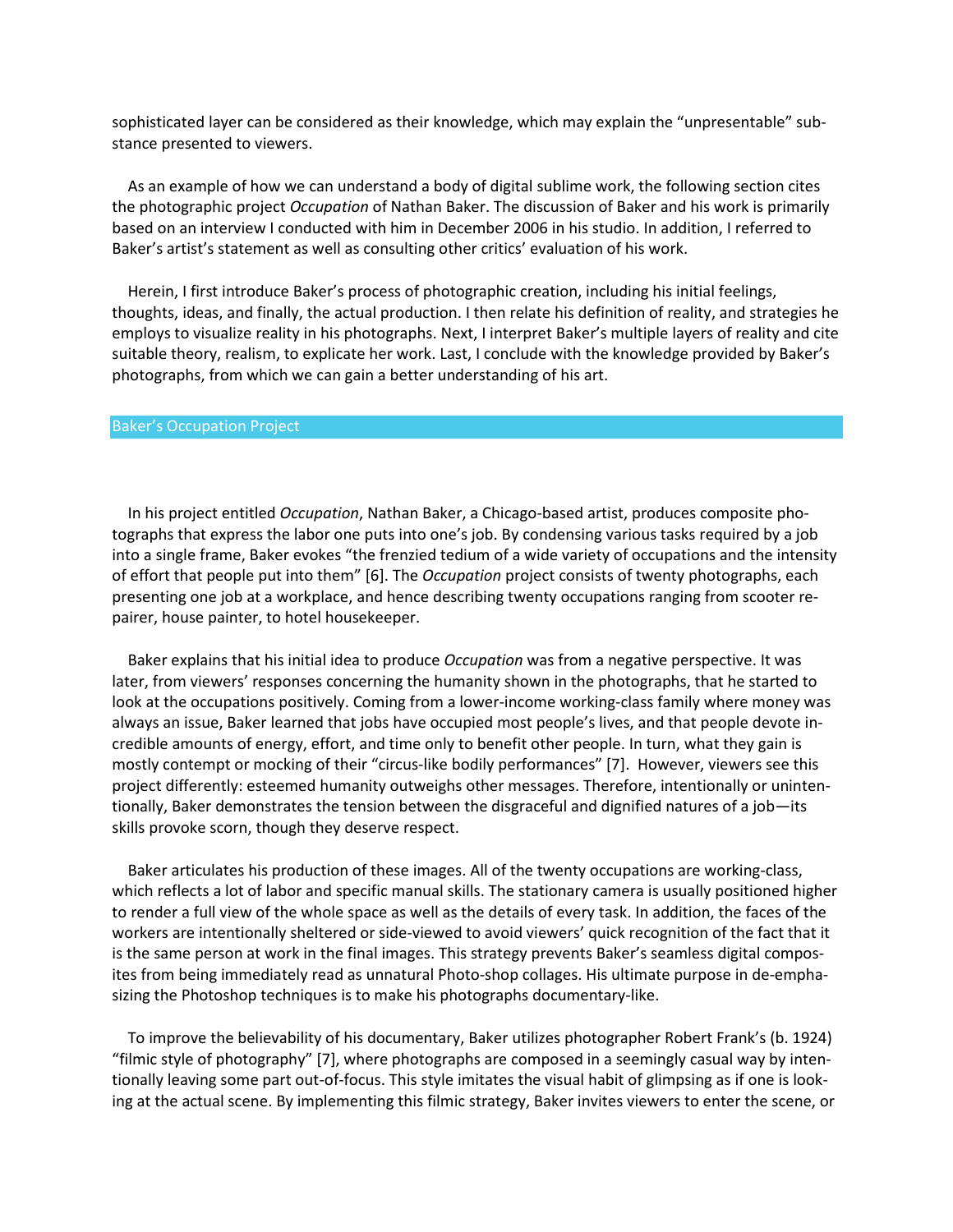sophisticated layer can be considered as their knowledge, which may explain the "unpresentable" substance presented to viewers.

As an example of how we can understand a body of digital sublime work, the following section cites the photographic project *Occupation* of Nathan Baker. The discussion of Baker and his work is primarily based on an interview I conducted with him in December 2006 in his studio. In addition, I referred to Baker's artist's statement as well as consulting other critics' evaluation of his work.

Herein, I first introduce Baker's process of photographic creation, including his initial feelings, thoughts, ideas, and finally, the actual production. I then relate his definition of reality, and strategies he employs to visualize reality in his photographs. Next, I interpret Baker's multiple layers of reality and cite suitable theory, realism, to explicate her work. Last, I conclude with the knowledge provided by Baker's photographs, from which we can gain a better understanding of his art.

## Baker's Occupation Project

In his project entitled *Occupation*, Nathan Baker, a Chicago-based artist, produces composite photographs that express the labor one puts into one's job. By condensing various tasks required by a job into a single frame, Baker evokes "the frenzied tedium of a wide variety of occupations and the intensity of effort that people put into them" [6]. The *Occupation* project consists of twenty photographs, each presenting one job at a workplace, and hence describing twenty occupations ranging from scooter repairer, house painter, to hotel housekeeper.

Baker explains that his initial idea to produce *Occupation* was from a negative perspective. It was later, from viewers' responses concerning the humanity shown in the photographs, that he started to look at the occupations positively. Coming from a lower-income working-class family where money was always an issue, Baker learned that jobs have occupied most people's lives, and that people devote incredible amounts of energy, effort, and time only to benefit other people. In turn, what they gain is mostly contempt or mocking of their "circus-like bodily performances" [7]. However, viewers see this project differently: esteemed humanity outweighs other messages. Therefore, intentionally or unintentionally, Baker demonstrates the tension between the disgraceful and dignified natures of a job—its skills provoke scorn, though they deserve respect.

Baker articulates his production of these images. All of the twenty occupations are working-class, which reflects a lot of labor and specific manual skills. The stationary camera is usually positioned higher to render a full view of the whole space as well as the details of every task. In addition, the faces of the workers are intentionally sheltered or side-viewed to avoid viewers' quick recognition of the fact that it is the same person at work in the final images. This strategy prevents Baker's seamless digital composites from being immediately read as unnatural Photo-shop collages. His ultimate purpose in de-emphasizing the Photoshop techniques is to make his photographs documentary-like.

To improve the believability of his documentary, Baker utilizes photographer Robert Frank's (b. 1924) "filmic style of photography" [7], where photographs are composed in a seemingly casual way by intentionally leaving some part out-of-focus. This style imitates the visual habit of glimpsing as if one is looking at the actual scene. By implementing this filmic strategy, Baker invites viewers to enter the scene, or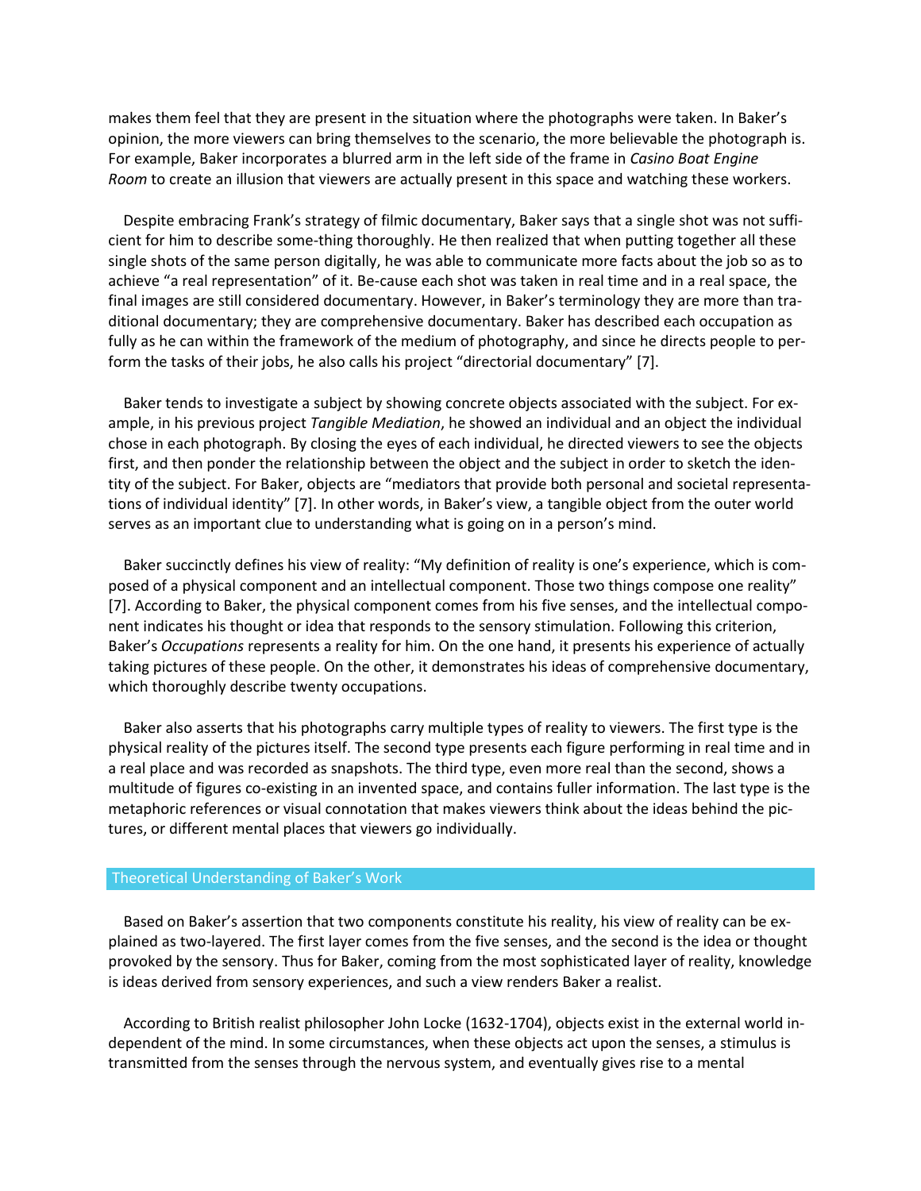makes them feel that they are present in the situation where the photographs were taken. In Baker's opinion, the more viewers can bring themselves to the scenario, the more believable the photograph is. For example, Baker incorporates a blurred arm in the left side of the frame in *Casino Boat Engine Room* to create an illusion that viewers are actually present in this space and watching these workers.

Despite embracing Frank's strategy of filmic documentary, Baker says that a single shot was not sufficient for him to describe some-thing thoroughly. He then realized that when putting together all these single shots of the same person digitally, he was able to communicate more facts about the job so as to achieve "a real representation" of it. Be-cause each shot was taken in real time and in a real space, the final images are still considered documentary. However, in Baker's terminology they are more than traditional documentary; they are comprehensive documentary. Baker has described each occupation as fully as he can within the framework of the medium of photography, and since he directs people to perform the tasks of their jobs, he also calls his project "directorial documentary" [7].

Baker tends to investigate a subject by showing concrete objects associated with the subject. For example, in his previous project *Tangible Mediation*, he showed an individual and an object the individual chose in each photograph. By closing the eyes of each individual, he directed viewers to see the objects first, and then ponder the relationship between the object and the subject in order to sketch the identity of the subject. For Baker, objects are "mediators that provide both personal and societal representations of individual identity" [7]. In other words, in Baker's view, a tangible object from the outer world serves as an important clue to understanding what is going on in a person's mind.

Baker succinctly defines his view of reality: "My definition of reality is one's experience, which is composed of a physical component and an intellectual component. Those two things compose one reality" [7]. According to Baker, the physical component comes from his five senses, and the intellectual component indicates his thought or idea that responds to the sensory stimulation. Following this criterion, Baker's *Occupations* represents a reality for him. On the one hand, it presents his experience of actually taking pictures of these people. On the other, it demonstrates his ideas of comprehensive documentary, which thoroughly describe twenty occupations.

Baker also asserts that his photographs carry multiple types of reality to viewers. The first type is the physical reality of the pictures itself. The second type presents each figure performing in real time and in a real place and was recorded as snapshots. The third type, even more real than the second, shows a multitude of figures co-existing in an invented space, and contains fuller information. The last type is the metaphoric references or visual connotation that makes viewers think about the ideas behind the pictures, or different mental places that viewers go individually.

## Theoretical Understanding of Baker's Work

Based on Baker's assertion that two components constitute his reality, his view of reality can be explained as two-layered. The first layer comes from the five senses, and the second is the idea or thought provoked by the sensory. Thus for Baker, coming from the most sophisticated layer of reality, knowledge is ideas derived from sensory experiences, and such a view renders Baker a realist.

According to British realist philosopher John Locke (1632-1704), objects exist in the external world independent of the mind. In some circumstances, when these objects act upon the senses, a stimulus is transmitted from the senses through the nervous system, and eventually gives rise to a mental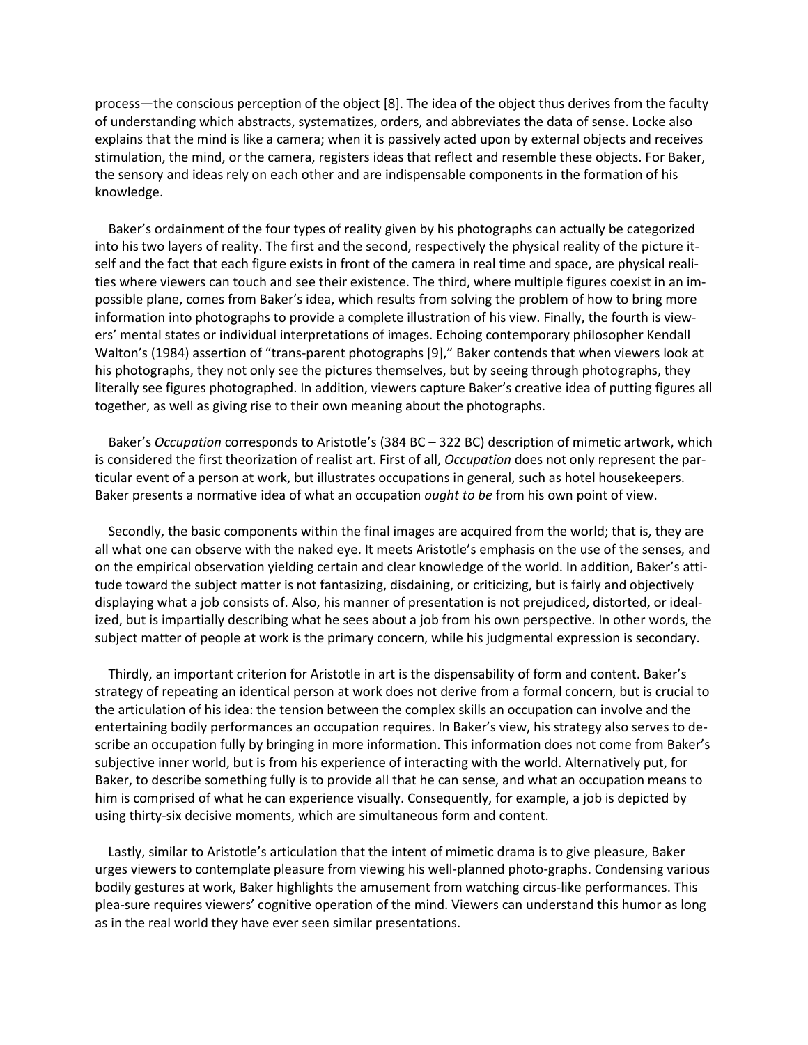process—the conscious perception of the object [8]. The idea of the object thus derives from the faculty of understanding which abstracts, systematizes, orders, and abbreviates the data of sense. Locke also explains that the mind is like a camera; when it is passively acted upon by external objects and receives stimulation, the mind, or the camera, registers ideas that reflect and resemble these objects. For Baker, the sensory and ideas rely on each other and are indispensable components in the formation of his knowledge.

Baker's ordainment of the four types of reality given by his photographs can actually be categorized into his two layers of reality. The first and the second, respectively the physical reality of the picture itself and the fact that each figure exists in front of the camera in real time and space, are physical realities where viewers can touch and see their existence. The third, where multiple figures coexist in an impossible plane, comes from Baker's idea, which results from solving the problem of how to bring more information into photographs to provide a complete illustration of his view. Finally, the fourth is viewers' mental states or individual interpretations of images. Echoing contemporary philosopher Kendall Walton's (1984) assertion of "trans-parent photographs [9]," Baker contends that when viewers look at his photographs, they not only see the pictures themselves, but by seeing through photographs, they literally see figures photographed. In addition, viewers capture Baker's creative idea of putting figures all together, as well as giving rise to their own meaning about the photographs.

Baker's *Occupation* corresponds to Aristotle's (384 BC – 322 BC) description of mimetic artwork, which is considered the first theorization of realist art. First of all, *Occupation* does not only represent the particular event of a person at work, but illustrates occupations in general, such as hotel housekeepers. Baker presents a normative idea of what an occupation *ought to be* from his own point of view.

Secondly, the basic components within the final images are acquired from the world; that is, they are all what one can observe with the naked eye. It meets Aristotle's emphasis on the use of the senses, and on the empirical observation yielding certain and clear knowledge of the world. In addition, Baker's attitude toward the subject matter is not fantasizing, disdaining, or criticizing, but is fairly and objectively displaying what a job consists of. Also, his manner of presentation is not prejudiced, distorted, or idealized, but is impartially describing what he sees about a job from his own perspective. In other words, the subject matter of people at work is the primary concern, while his judgmental expression is secondary.

Thirdly, an important criterion for Aristotle in art is the dispensability of form and content. Baker's strategy of repeating an identical person at work does not derive from a formal concern, but is crucial to the articulation of his idea: the tension between the complex skills an occupation can involve and the entertaining bodily performances an occupation requires. In Baker's view, his strategy also serves to describe an occupation fully by bringing in more information. This information does not come from Baker's subjective inner world, but is from his experience of interacting with the world. Alternatively put, for Baker, to describe something fully is to provide all that he can sense, and what an occupation means to him is comprised of what he can experience visually. Consequently, for example, a job is depicted by using thirty-six decisive moments, which are simultaneous form and content.

Lastly, similar to Aristotle's articulation that the intent of mimetic drama is to give pleasure, Baker urges viewers to contemplate pleasure from viewing his well-planned photo-graphs. Condensing various bodily gestures at work, Baker highlights the amusement from watching circus-like performances. This plea-sure requires viewers' cognitive operation of the mind. Viewers can understand this humor as long as in the real world they have ever seen similar presentations.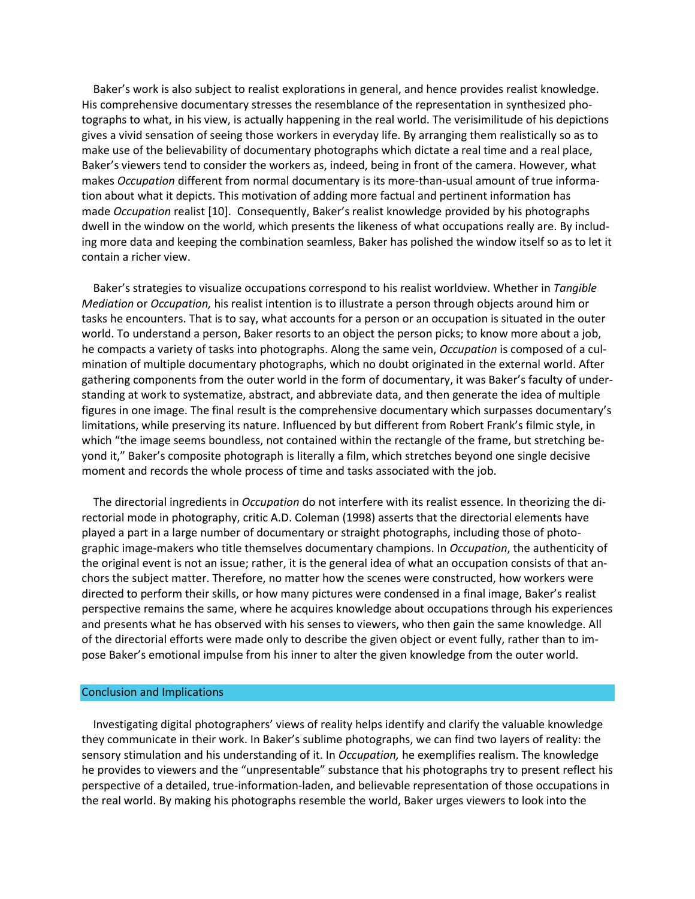Baker's work is also subject to realist explorations in general, and hence provides realist knowledge. His comprehensive documentary stresses the resemblance of the representation in synthesized photographs to what, in his view, is actually happening in the real world. The verisimilitude of his depictions gives a vivid sensation of seeing those workers in everyday life. By arranging them realistically so as to make use of the believability of documentary photographs which dictate a real time and a real place, Baker's viewers tend to consider the workers as, indeed, being in front of the camera. However, what makes *Occupation* different from normal documentary is its more-than-usual amount of true information about what it depicts. This motivation of adding more factual and pertinent information has made *Occupation* realist [10]. Consequently, Baker's realist knowledge provided by his photographs dwell in the window on the world, which presents the likeness of what occupations really are. By including more data and keeping the combination seamless, Baker has polished the window itself so as to let it contain a richer view.

Baker's strategies to visualize occupations correspond to his realist worldview. Whether in *Tangible Mediation* or *Occupation,* his realist intention is to illustrate a person through objects around him or tasks he encounters. That is to say, what accounts for a person or an occupation is situated in the outer world. To understand a person, Baker resorts to an object the person picks; to know more about a job, he compacts a variety of tasks into photographs. Along the same vein, *Occupation* is composed of a culmination of multiple documentary photographs, which no doubt originated in the external world. After gathering components from the outer world in the form of documentary, it was Baker's faculty of understanding at work to systematize, abstract, and abbreviate data, and then generate the idea of multiple figures in one image. The final result is the comprehensive documentary which surpasses documentary's limitations, while preserving its nature. Influenced by but different from Robert Frank's filmic style, in which "the image seems boundless, not contained within the rectangle of the frame, but stretching beyond it," Baker's composite photograph is literally a film, which stretches beyond one single decisive moment and records the whole process of time and tasks associated with the job.

The directorial ingredients in *Occupation* do not interfere with its realist essence. In theorizing the directorial mode in photography, critic A.D. Coleman (1998) asserts that the directorial elements have played a part in a large number of documentary or straight photographs, including those of photographic image-makers who title themselves documentary champions. In *Occupation*, the authenticity of the original event is not an issue; rather, it is the general idea of what an occupation consists of that anchors the subject matter. Therefore, no matter how the scenes were constructed, how workers were directed to perform their skills, or how many pictures were condensed in a final image, Baker's realist perspective remains the same, where he acquires knowledge about occupations through his experiences and presents what he has observed with his senses to viewers, who then gain the same knowledge. All of the directorial efforts were made only to describe the given object or event fully, rather than to impose Baker's emotional impulse from his inner to alter the given knowledge from the outer world.

## Conclusion and Implications

Investigating digital photographers' views of reality helps identify and clarify the valuable knowledge they communicate in their work. In Baker's sublime photographs, we can find two layers of reality: the sensory stimulation and his understanding of it. In *Occupation,* he exemplifies realism. The knowledge he provides to viewers and the "unpresentable" substance that his photographs try to present reflect his perspective of a detailed, true-information-laden, and believable representation of those occupations in the real world. By making his photographs resemble the world, Baker urges viewers to look into the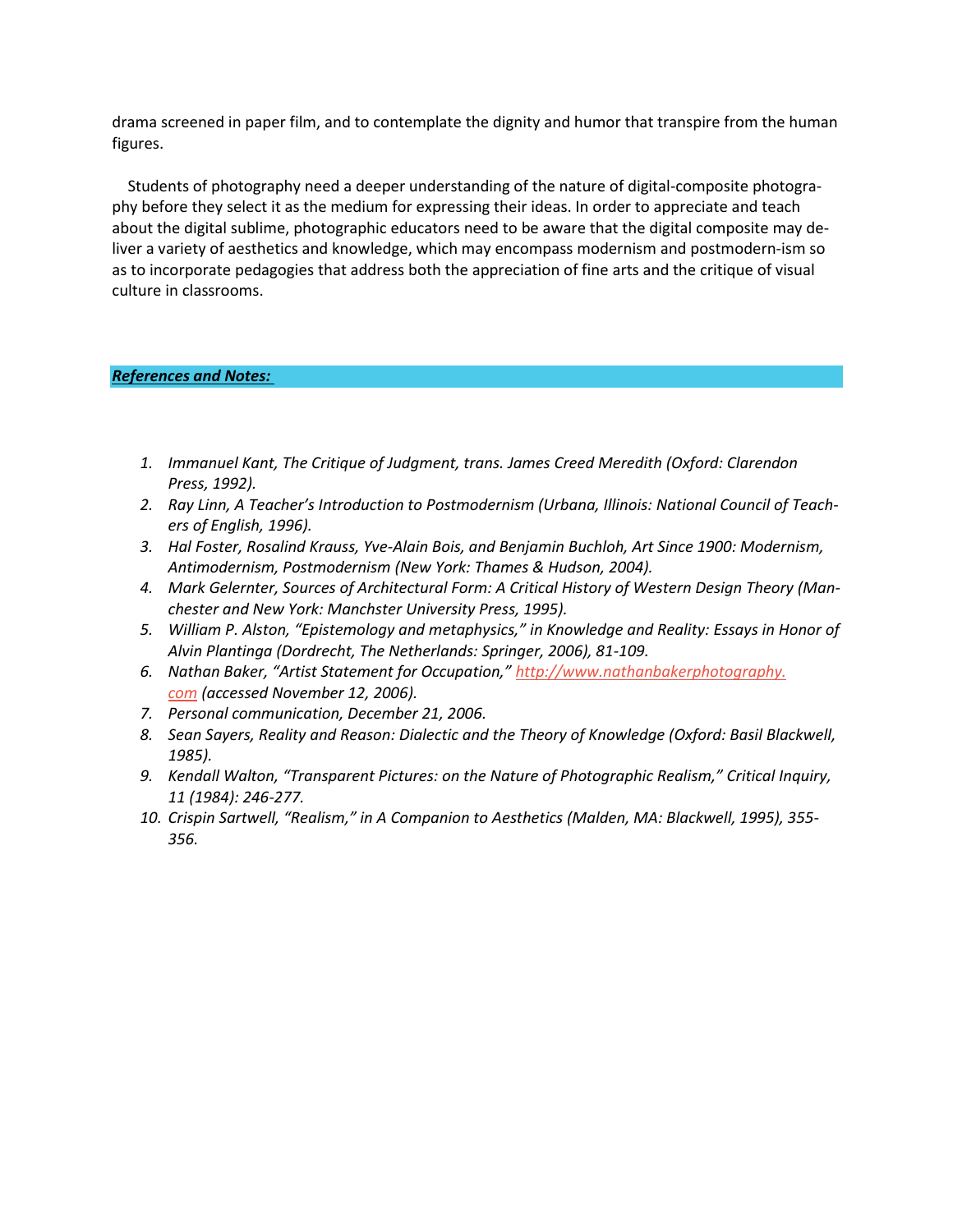drama screened in paper film, and to contemplate the dignity and humor that transpire from the human figures.

Students of photography need a deeper understanding of the nature of digital-composite photography before they select it as the medium for expressing their ideas. In order to appreciate and teach about the digital sublime, photographic educators need to be aware that the digital composite may deliver a variety of aesthetics and knowledge, which may encompass modernism and postmodern-ism so as to incorporate pedagogies that address both the appreciation of fine arts and the critique of visual culture in classrooms.

## ***References and Notes:***

1. *Immanuel Kant, The Critique of Judgment, trans. James Creed Meredith (Oxford: Clarendon Press, 1992).*
2. *Ray Linn, A Teacher's Introduction to Postmodernism (Urbana, Illinois: National Council of Teachers of English, 1996).*
3. *Hal Foster, Rosalind Krauss, Yve-Alain Bois, and Benjamin Buchloh, Art Since 1900: Modernism, Antimodernism, Postmodernism (New York: Thames & Hudson, 2004).*
4. *Mark Gelernter, Sources of Architectural Form: A Critical History of Western Design Theory (Manchester and New York: Manchster University Press, 1995).*
5. *William P. Alston, "Epistemology and metaphysics," in Knowledge and Reality: Essays in Honor of Alvin Plantinga (Dordrecht, The Netherlands: Springer, 2006), 81-109.*
6. *Nathan Baker, "Artist Statement for Occupation," http://www.nathanbakerphotography.com (accessed November 12, 2006).*
7. *Personal communication, December 21, 2006.*
8. *Sean Sayers, Reality and Reason: Dialectic and the Theory of Knowledge (Oxford: Basil Blackwell, 1985).*
9. *Kendall Walton, "Transparent Pictures: on the Nature of Photographic Realism," Critical Inquiry, 11 (1984): 246-277.*
10. *Crispin Sartwell, "Realism," in A Companion to Aesthetics (Malden, MA: Blackwell, 1995), 355-356.*